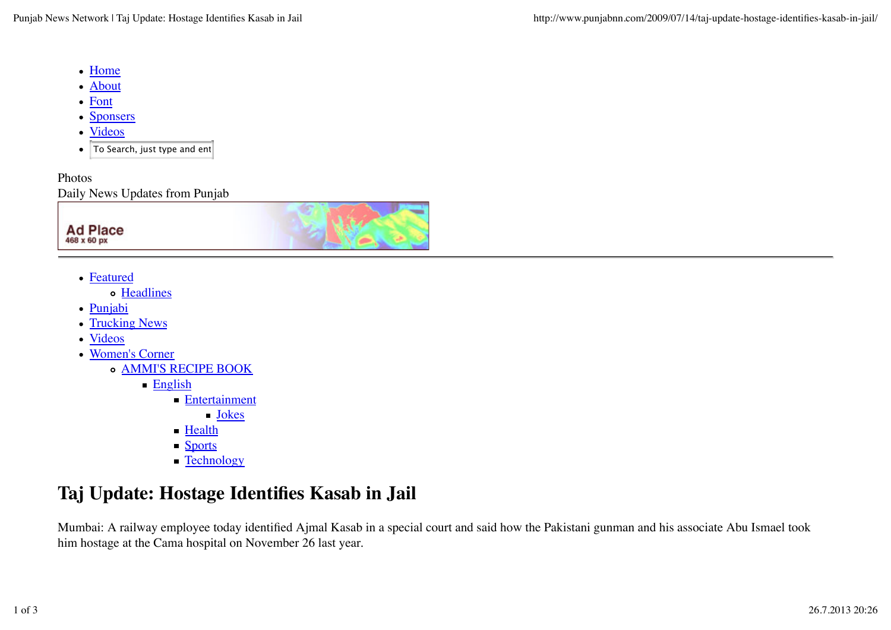- Home
- About
- Font
- Sponsers
- Videos
- To Search, just type and ent

Photos
Daily News Updates from Punjab

- Featured
  - Headlines
- Punjabi
- Trucking News
- Videos
- Women's Corner
  - AMMI'S RECIPE BOOK
    - English
      - Entertainment
        - Jokes
      - Health
      - Sports
      - Technology

# Taj Update: Hostage Identifies Kasab in Jail

Mumbai: A railway employee today identified Ajmal Kasab in a special court and said how the Pakistani gunman and his associate Abu Ismael took him hostage at the Cama hospital on November 26 last year.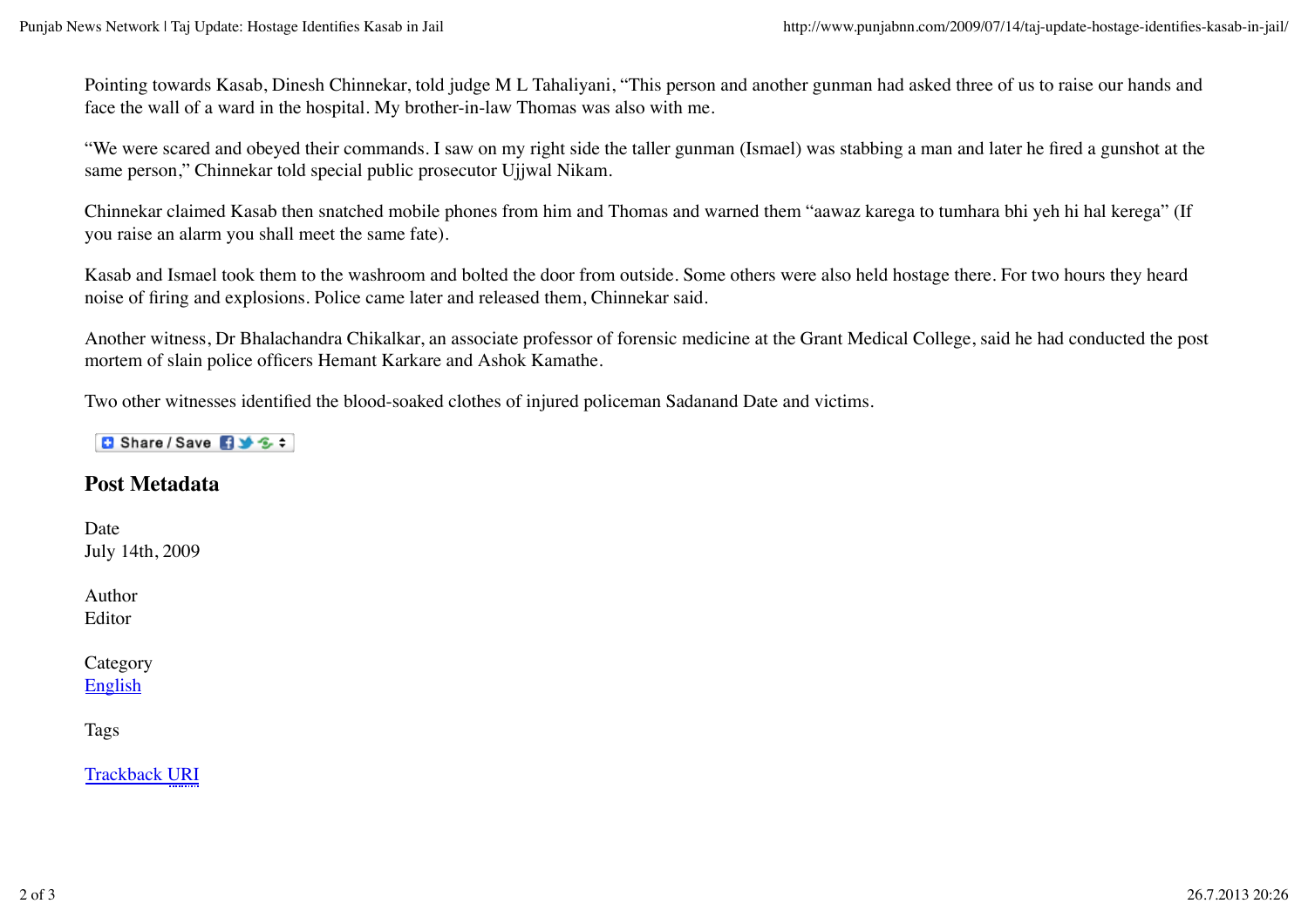Pointing towards Kasab, Dinesh Chinnekar, told judge M L Tahaliyani, “This person and another gunman had asked three of us to raise our hands and face the wall of a ward in the hospital. My brother-in-law Thomas was also with me.

“We were scared and obeyed their commands. I saw on my right side the taller gunman (Ismael) was stabbing a man and later he fired a gunshot at the same person,” Chinnekar told special public prosecutor Ujjwal Nikam.

Chinnekar claimed Kasab then snatched mobile phones from him and Thomas and warned them “aawaz karega to tumhara bhi yeh hi hal kerega” (If you raise an alarm you shall meet the same fate).

Kasab and Ismael took them to the washroom and bolted the door from outside. Some others were also held hostage there. For two hours they heard noise of firing and explosions. Police came later and released them, Chinnekar said.

Another witness, Dr Bhalachandra Chikalkar, an associate professor of forensic medicine at the Grant Medical College, said he had conducted the post mortem of slain police officers Hemant Karkare and Ashok Kamathe.

Two other witnesses identified the blood-soaked clothes of injured policeman Sadanand Date and victims.

Share / Save

## Post Metadata

Date
July 14th, 2009

Author
Editor

Category
English

Tags

Trackback URI